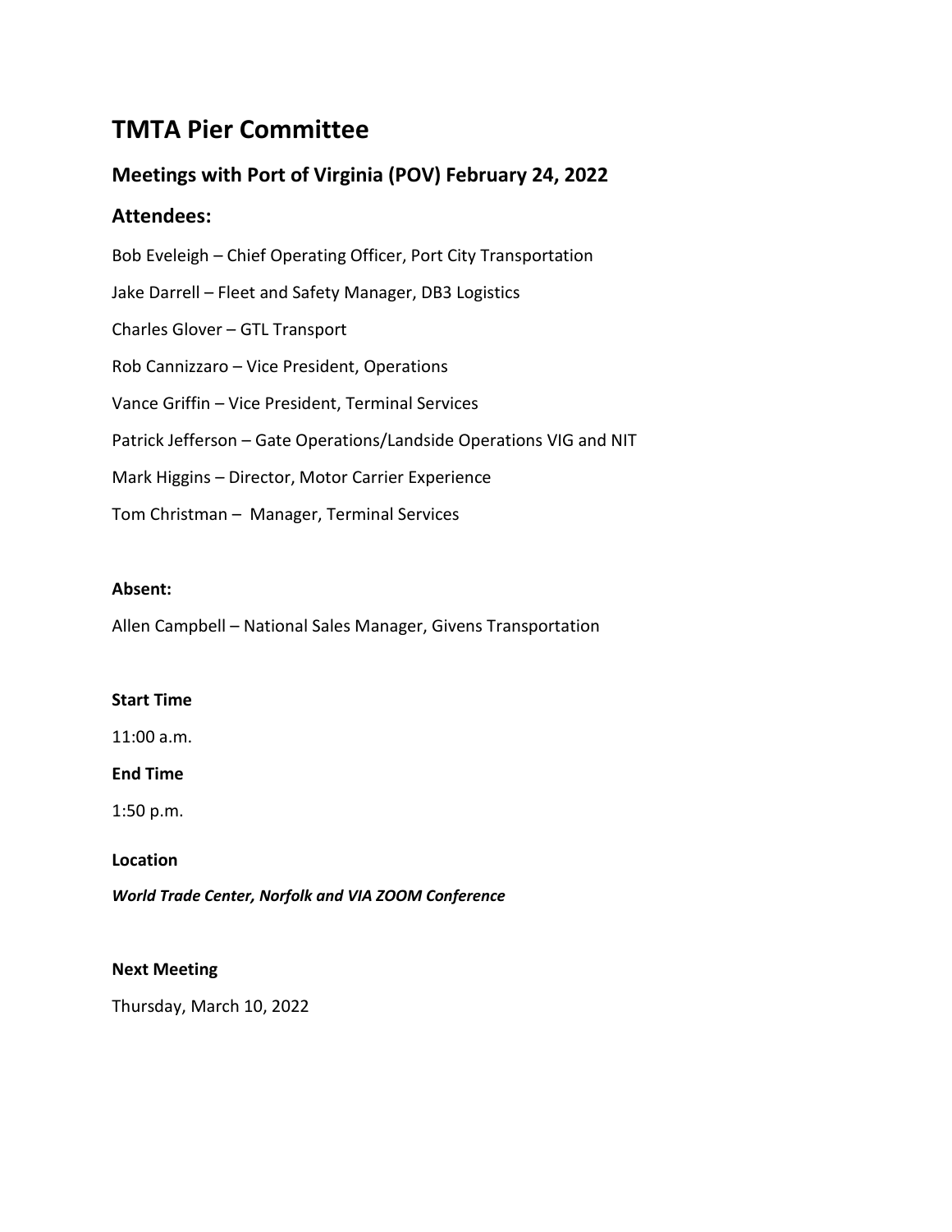# TMTA Pier Committee

## Meetings with Port of Virginia (POV) February 24, 2022

## Attendees:

Bob Eveleigh – Chief Operating Officer, Port City Transportation

Jake Darrell – Fleet and Safety Manager, DB3 Logistics

Charles Glover – GTL Transport

Rob Cannizzaro – Vice President, Operations

Vance Griffin – Vice President, Terminal Services

Patrick Jefferson – Gate Operations/Landside Operations VIG and NIT

Mark Higgins – Director, Motor Carrier Experience

Tom Christman – Manager, Terminal Services

**Absent:**

Allen Campbell – National Sales Manager, Givens Transportation

**Start Time**

11:00 a.m.

**End Time**

1:50 p.m.

**Location**

***World Trade Center, Norfolk and VIA ZOOM Conference***

**Next Meeting**

Thursday, March 10, 2022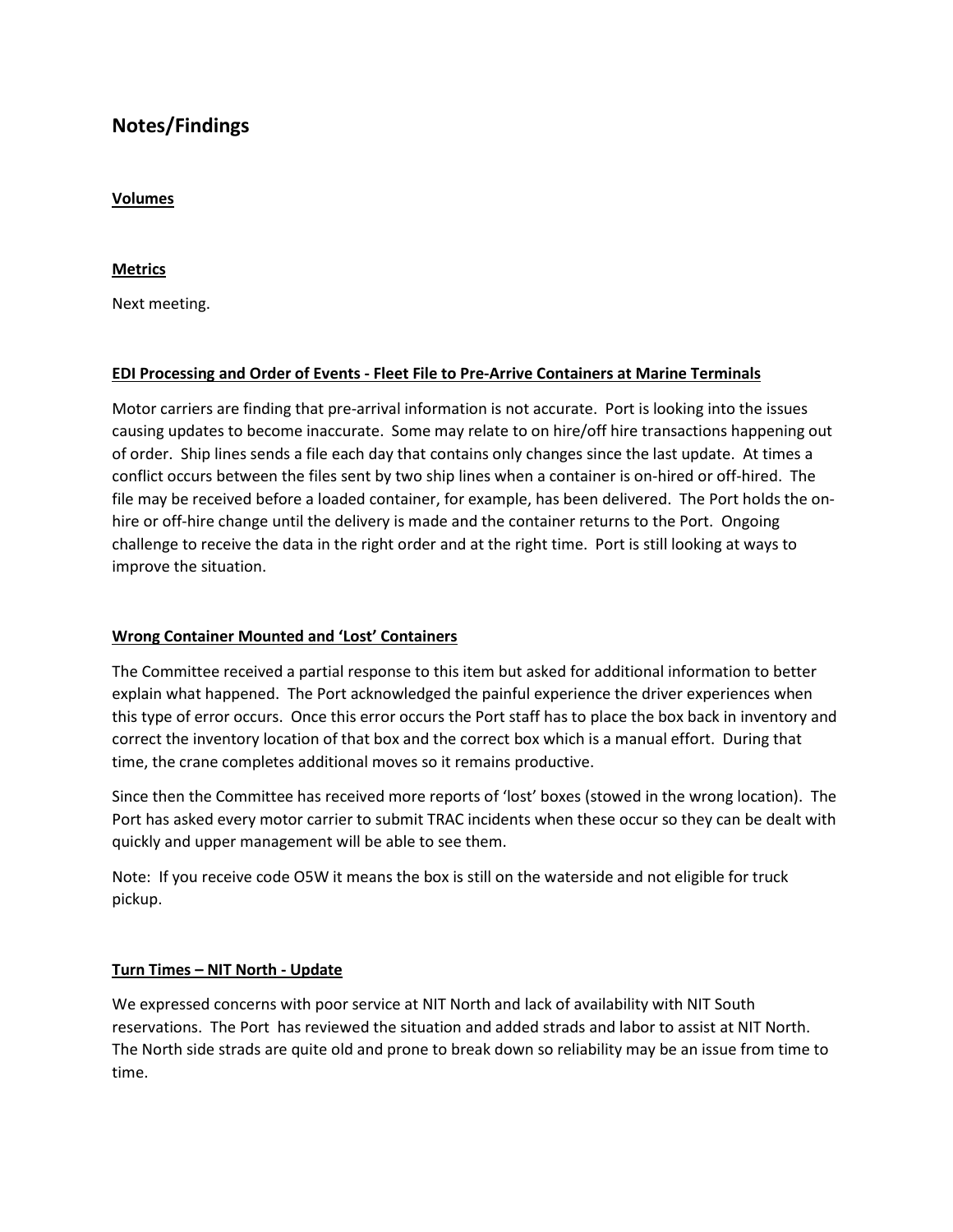## Notes/Findings

**Volumes**

**Metrics**

Next meeting.

**EDI Processing and Order of Events - Fleet File to Pre-Arrive Containers at Marine Terminals**

Motor carriers are finding that pre-arrival information is not accurate. Port is looking into the issues causing updates to become inaccurate. Some may relate to on hire/off hire transactions happening out of order. Ship lines sends a file each day that contains only changes since the last update. At times a conflict occurs between the files sent by two ship lines when a container is on-hired or off-hired. The file may be received before a loaded container, for example, has been delivered. The Port holds the on-hire or off-hire change until the delivery is made and the container returns to the Port. Ongoing challenge to receive the data in the right order and at the right time. Port is still looking at ways to improve the situation.

**Wrong Container Mounted and 'Lost' Containers**

The Committee received a partial response to this item but asked for additional information to better explain what happened. The Port acknowledged the painful experience the driver experiences when this type of error occurs. Once this error occurs the Port staff has to place the box back in inventory and correct the inventory location of that box and the correct box which is a manual effort. During that time, the crane completes additional moves so it remains productive.

Since then the Committee has received more reports of 'lost' boxes (stowed in the wrong location). The Port has asked every motor carrier to submit TRAC incidents when these occur so they can be dealt with quickly and upper management will be able to see them.

Note: If you receive code O5W it means the box is still on the waterside and not eligible for truck pickup.

**Turn Times – NIT North - Update**

We expressed concerns with poor service at NIT North and lack of availability with NIT South reservations. The Port has reviewed the situation and added strads and labor to assist at NIT North. The North side strads are quite old and prone to break down so reliability may be an issue from time to time.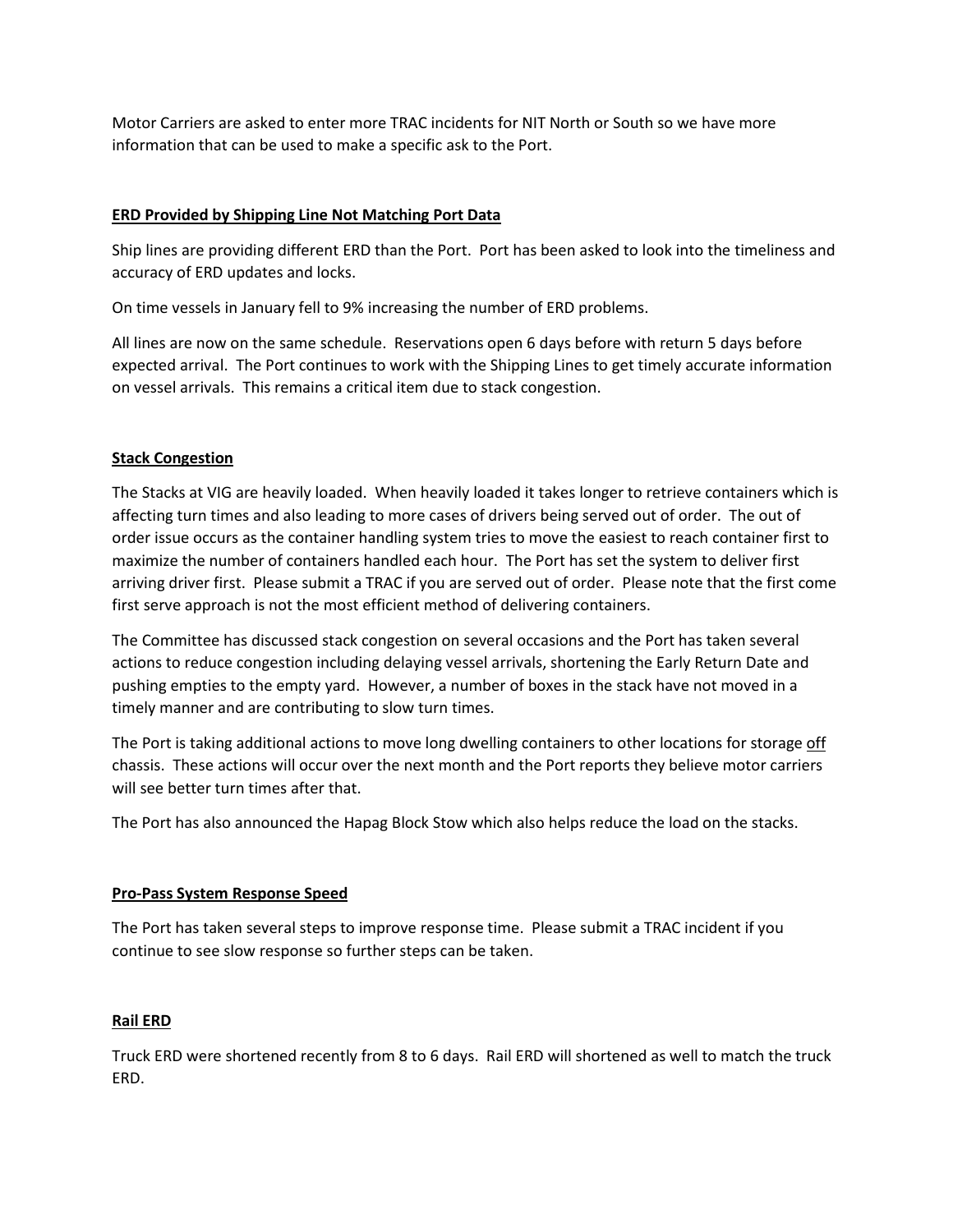Motor Carriers are asked to enter more TRAC incidents for NIT North or South so we have more information that can be used to make a specific ask to the Port.

**ERD Provided by Shipping Line Not Matching Port Data**

Ship lines are providing different ERD than the Port. Port has been asked to look into the timeliness and accuracy of ERD updates and locks.

On time vessels in January fell to 9% increasing the number of ERD problems.

All lines are now on the same schedule. Reservations open 6 days before with return 5 days before expected arrival. The Port continues to work with the Shipping Lines to get timely accurate information on vessel arrivals. This remains a critical item due to stack congestion.

**Stack Congestion**

The Stacks at VIG are heavily loaded. When heavily loaded it takes longer to retrieve containers which is affecting turn times and also leading to more cases of drivers being served out of order. The out of order issue occurs as the container handling system tries to move the easiest to reach container first to maximize the number of containers handled each hour. The Port has set the system to deliver first arriving driver first. Please submit a TRAC if you are served out of order. Please note that the first come first serve approach is not the most efficient method of delivering containers.

The Committee has discussed stack congestion on several occasions and the Port has taken several actions to reduce congestion including delaying vessel arrivals, shortening the Early Return Date and pushing empties to the empty yard. However, a number of boxes in the stack have not moved in a timely manner and are contributing to slow turn times.

The Port is taking additional actions to move long dwelling containers to other locations for storage <u>off</u> chassis. These actions will occur over the next month and the Port reports they believe motor carriers will see better turn times after that.

The Port has also announced the Hapag Block Stow which also helps reduce the load on the stacks.

**Pro-Pass System Response Speed**

The Port has taken several steps to improve response time. Please submit a TRAC incident if you continue to see slow response so further steps can be taken.

**Rail ERD**

Truck ERD were shortened recently from 8 to 6 days. Rail ERD will shortened as well to match the truck ERD.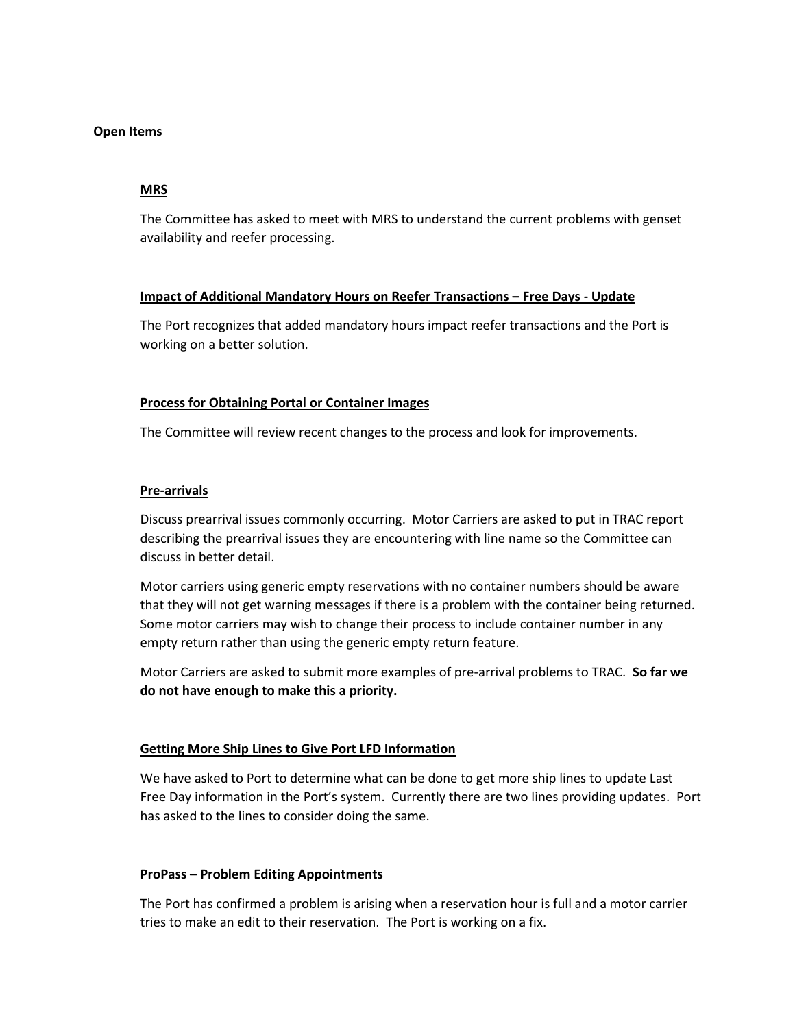## Open Items

### MRS

The Committee has asked to meet with MRS to understand the current problems with genset availability and reefer processing.

### Impact of Additional Mandatory Hours on Reefer Transactions – Free Days - Update

The Port recognizes that added mandatory hours impact reefer transactions and the Port is working on a better solution.

### Process for Obtaining Portal or Container Images

The Committee will review recent changes to the process and look for improvements.

### Pre-arrivals

Discuss prearrival issues commonly occurring. Motor Carriers are asked to put in TRAC report describing the prearrival issues they are encountering with line name so the Committee can discuss in better detail.

Motor carriers using generic empty reservations with no container numbers should be aware that they will not get warning messages if there is a problem with the container being returned. Some motor carriers may wish to change their process to include container number in any empty return rather than using the generic empty return feature.

Motor Carriers are asked to submit more examples of pre-arrival problems to TRAC. **So far we do not have enough to make this a priority.**

### Getting More Ship Lines to Give Port LFD Information

We have asked to Port to determine what can be done to get more ship lines to update Last Free Day information in the Port's system. Currently there are two lines providing updates. Port has asked to the lines to consider doing the same.

### ProPass – Problem Editing Appointments

The Port has confirmed a problem is arising when a reservation hour is full and a motor carrier tries to make an edit to their reservation. The Port is working on a fix.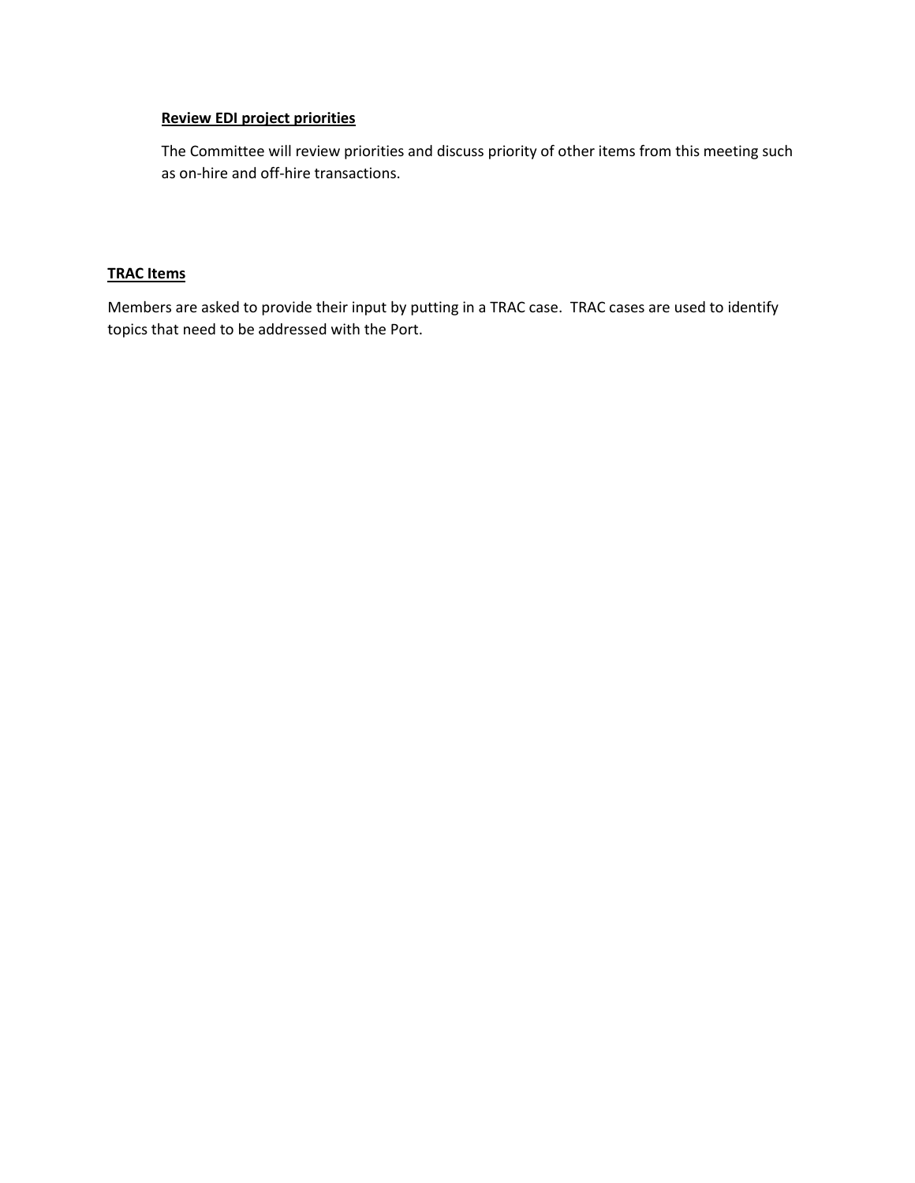**Review EDI project priorities**

The Committee will review priorities and discuss priority of other items from this meeting such as on-hire and off-hire transactions.

**TRAC Items**

Members are asked to provide their input by putting in a TRAC case. TRAC cases are used to identify topics that need to be addressed with the Port.